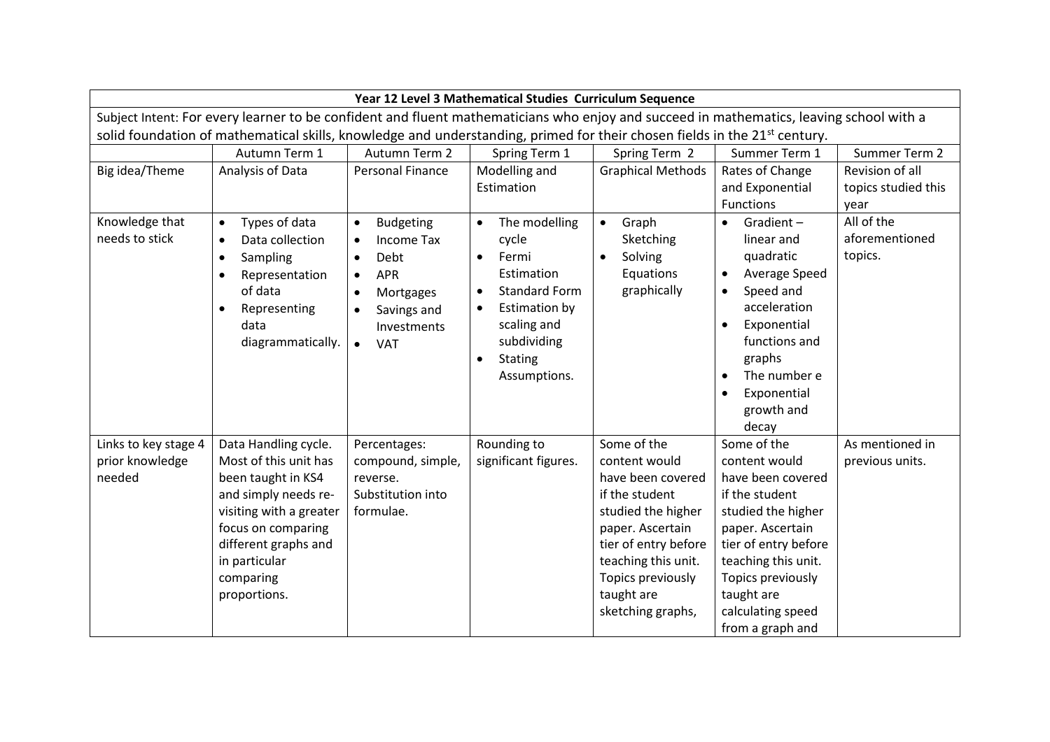| Year 12 Level 3 Mathematical Studies Curriculum Sequence | | | | | | |
|---|---|---|---|---|---|---|
| Subject Intent: For every learner to be confident and fluent mathematicians who enjoy and succeed in mathematics, leaving school with a solid foundation of mathematical skills, knowledge and understanding, primed for their chosen fields in the 21st century. | | | | | | |
| | Autumn Term 1 | Autumn Term 2 | Spring Term 1 | Spring Term 2 | Summer Term 1 | Summer Term 2 |
| Big idea/Theme | Analysis of Data | Personal Finance | Modelling and Estimation | Graphical Methods | Rates of Change and Exponential Functions | Revision of all topics studied this year |
| Knowledge that needs to stick | • Types of data<br>• Data collection<br>• Sampling<br>• Representation of data<br>• Representing data diagrammatically. | • Budgeting<br>• Income Tax<br>• Debt<br>• APR<br>• Mortgages<br>• Savings and Investments<br>• VAT | • The modelling cycle<br>• Fermi Estimation<br>• Standard Form<br>• Estimation by scaling and subdividing<br>• Stating Assumptions. | • Graph Sketching<br>• Solving Equations graphically | • Gradient – linear and quadratic<br>• Average Speed<br>• Speed and acceleration<br>• Exponential functions and graphs<br>• The number e<br>• Exponential growth and decay | All of the aforementioned topics. |
| Links to key stage 4 prior knowledge needed | Data Handling cycle. Most of this unit has been taught in KS4 and simply needs re-visiting with a greater focus on comparing different graphs and in particular comparing proportions. | Percentages: compound, simple, reverse. Substitution into formulae. | Rounding to significant figures. | Some of the content would have been covered if the student studied the higher paper. Ascertain tier of entry before teaching this unit. Topics previously taught are sketching graphs, | Some of the content would have been covered if the student studied the higher paper. Ascertain tier of entry before teaching this unit. Topics previously taught are calculating speed from a graph and | As mentioned in previous units. |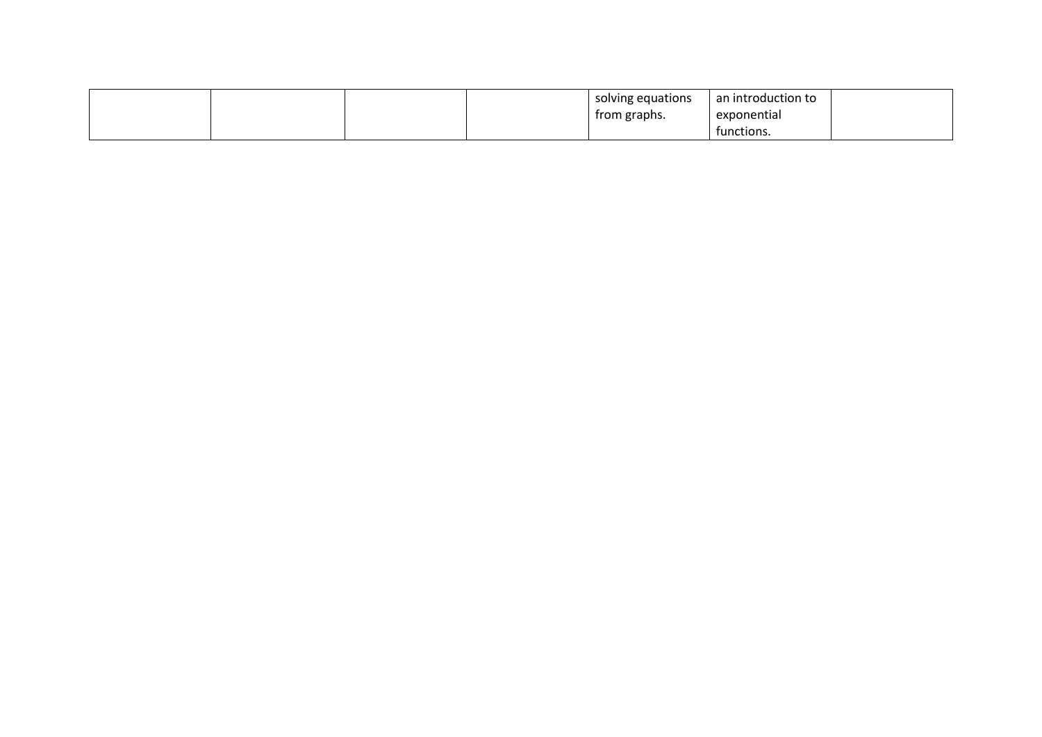| | | | | | | |
|---|---|---|---|---|---|---|
| | | | | solving equations from graphs. | an introduction to exponential functions. | |